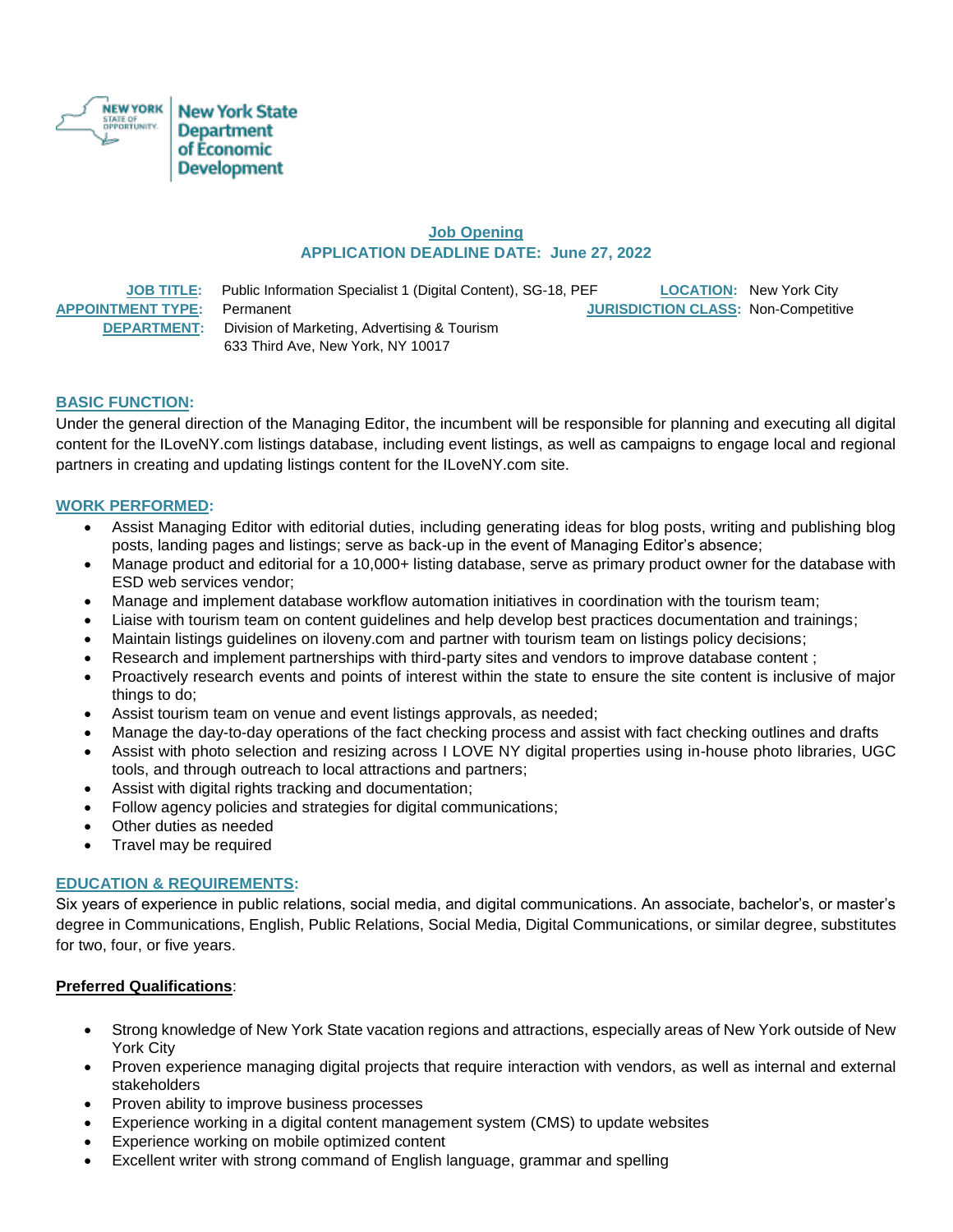New York State Department of Economic Development

## Job Opening

**APPLICATION DEADLINE DATE: June 27, 2022**

**JOB TITLE:** Public Information Specialist 1 (Digital Content), SG-18, PEF
**LOCATION:** New York City
**APPOINTMENT TYPE:** Permanent
**JURISDICTION CLASS:** Non-Competitive
**DEPARTMENT:** Division of Marketing, Advertising & Tourism
633 Third Ave, New York, NY 10017

### BASIC FUNCTION:

Under the general direction of the Managing Editor, the incumbent will be responsible for planning and executing all digital content for the ILoveNY.com listings database, including event listings, as well as campaigns to engage local and regional partners in creating and updating listings content for the ILoveNY.com site.

### WORK PERFORMED:

- Assist Managing Editor with editorial duties, including generating ideas for blog posts, writing and publishing blog posts, landing pages and listings; serve as back-up in the event of Managing Editor's absence;
- Manage product and editorial for a 10,000+ listing database, serve as primary product owner for the database with ESD web services vendor;
- Manage and implement database workflow automation initiatives in coordination with the tourism team;
- Liaise with tourism team on content guidelines and help develop best practices documentation and trainings;
- Maintain listings guidelines on iloveny.com and partner with tourism team on listings policy decisions;
- Research and implement partnerships with third-party sites and vendors to improve database content ;
- Proactively research events and points of interest within the state to ensure the site content is inclusive of major things to do;
- Assist tourism team on venue and event listings approvals, as needed;
- Manage the day-to-day operations of the fact checking process and assist with fact checking outlines and drafts
- Assist with photo selection and resizing across I LOVE NY digital properties using in-house photo libraries, UGC tools, and through outreach to local attractions and partners;
- Assist with digital rights tracking and documentation;
- Follow agency policies and strategies for digital communications;
- Other duties as needed
- Travel may be required

### EDUCATION & REQUIREMENTS:

Six years of experience in public relations, social media, and digital communications. An associate, bachelor's, or master's degree in Communications, English, Public Relations, Social Media, Digital Communications, or similar degree, substitutes for two, four, or five years.

**Preferred Qualifications**:

- Strong knowledge of New York State vacation regions and attractions, especially areas of New York outside of New York City
- Proven experience managing digital projects that require interaction with vendors, as well as internal and external stakeholders
- Proven ability to improve business processes
- Experience working in a digital content management system (CMS) to update websites
- Experience working on mobile optimized content
- Excellent writer with strong command of English language, grammar and spelling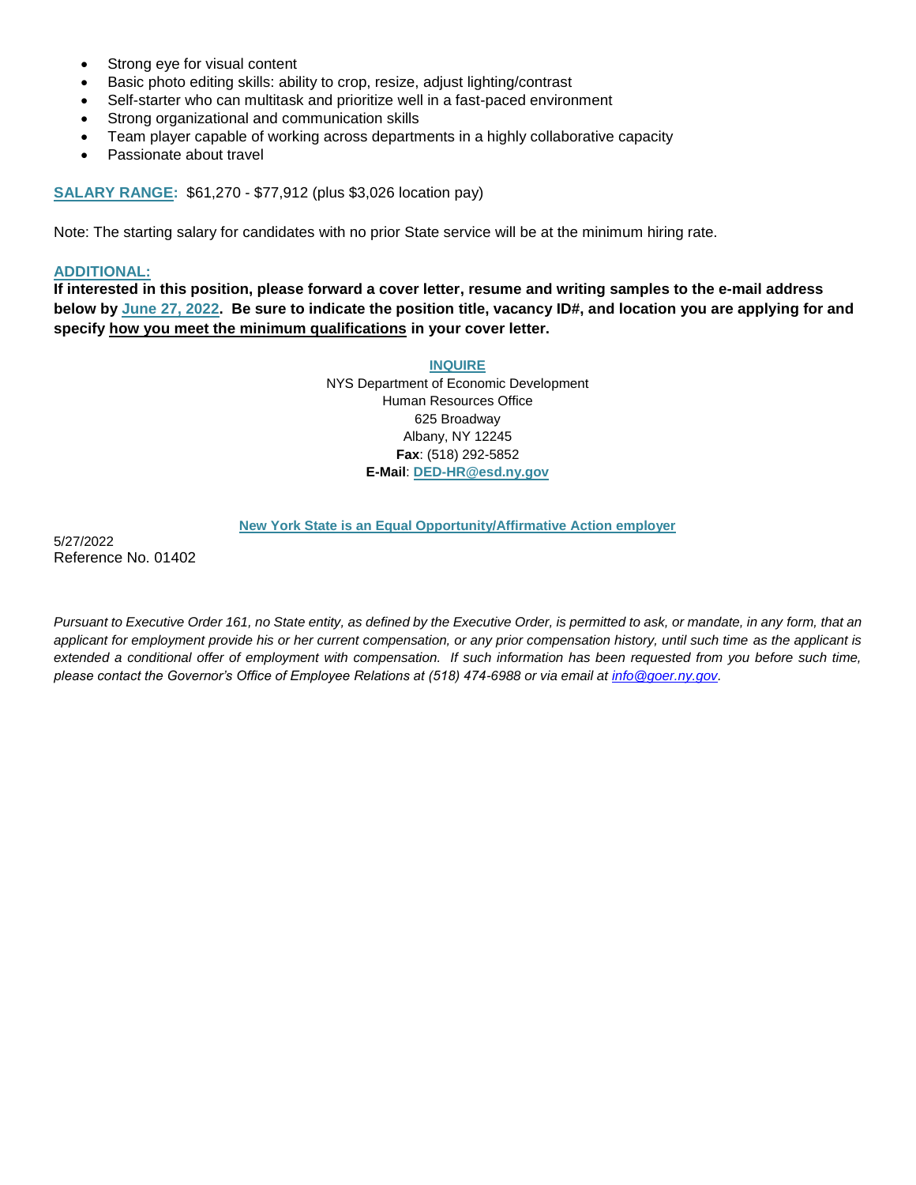- Strong eye for visual content
- Basic photo editing skills: ability to crop, resize, adjust lighting/contrast
- Self-starter who can multitask and prioritize well in a fast-paced environment
- Strong organizational and communication skills
- Team player capable of working across departments in a highly collaborative capacity
- Passionate about travel

**SALARY RANGE:** $61,270 - $77,912 (plus $3,026 location pay)

Note: The starting salary for candidates with no prior State service will be at the minimum hiring rate.

**ADDITIONAL:**

**If interested in this position, please forward a cover letter, resume and writing samples to the e-mail address below by June 27, 2022. Be sure to indicate the position title, vacancy ID#, and location you are applying for and specify how you meet the minimum qualifications in your cover letter.**

**INQUIRE**

NYS Department of Economic Development
Human Resources Office
625 Broadway
Albany, NY 12245
**Fax**: (518) 292-5852
**E-Mail**: **DED-HR@esd.ny.gov**

**New York State is an Equal Opportunity/Affirmative Action employer**

5/27/2022
Reference No. 01402

*Pursuant to Executive Order 161, no State entity, as defined by the Executive Order, is permitted to ask, or mandate, in any form, that an applicant for employment provide his or her current compensation, or any prior compensation history, until such time as the applicant is extended a conditional offer of employment with compensation. If such information has been requested from you before such time, please contact the Governor's Office of Employee Relations at (518) 474-6988 or via email at info@goer.ny.gov.*